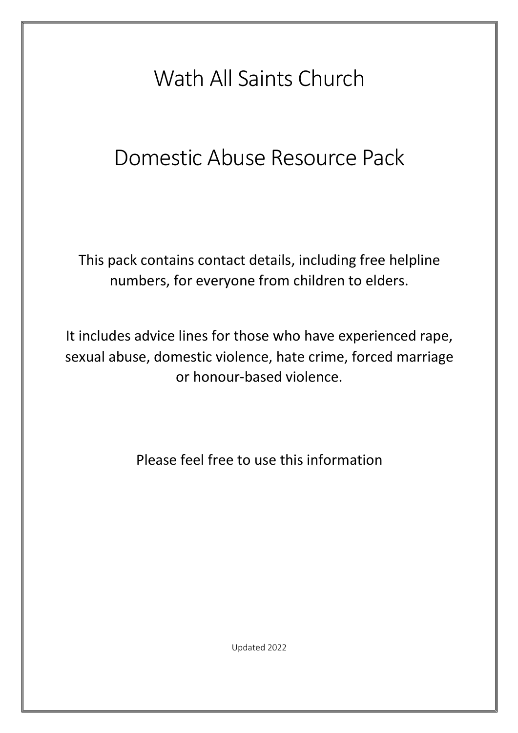# Wath All Saints Church

# Domestic Abuse Resource Pack

This pack contains contact details, including free helpline numbers, for everyone from children to elders.

It includes advice lines for those who have experienced rape, sexual abuse, domestic violence, hate crime, forced marriage or honour-based violence.

Please feel free to use this information

Updated 2022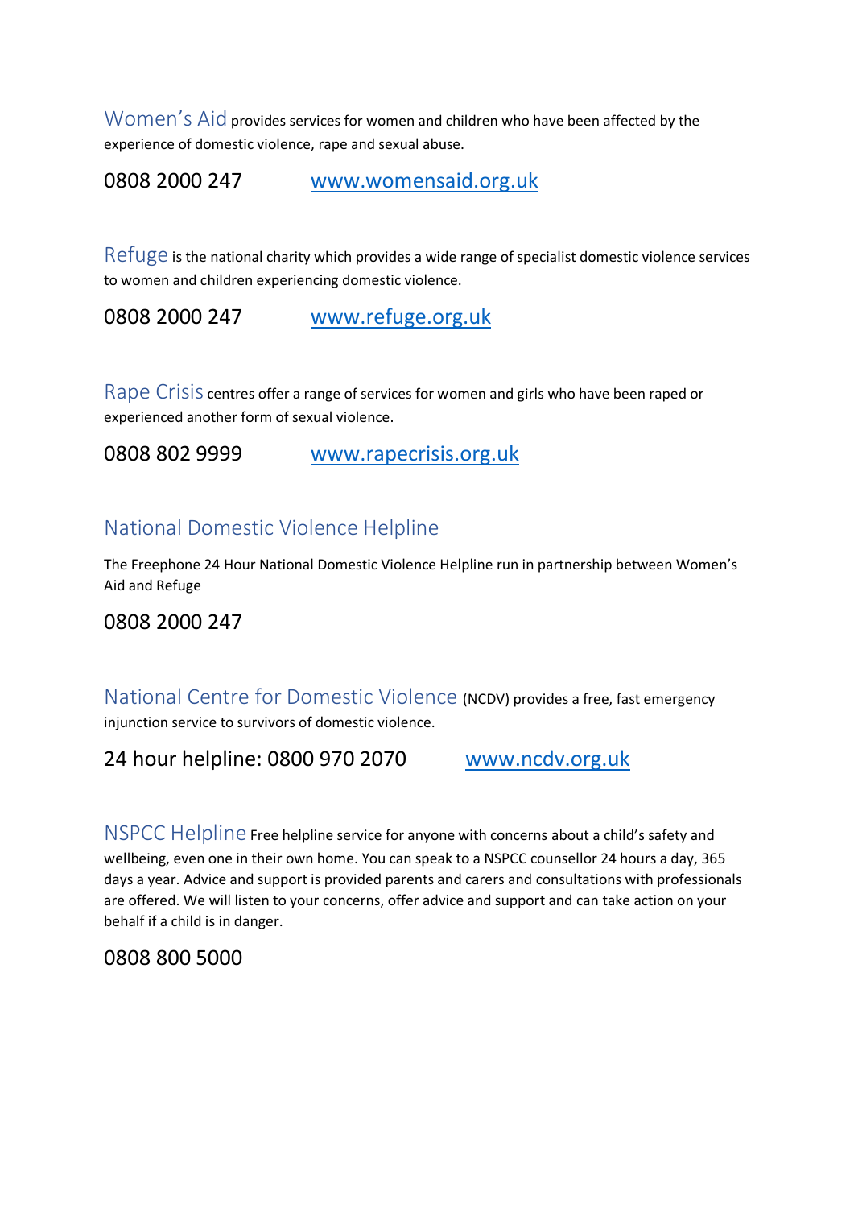Women's Aid provides services for women and children who have been affected by the experience of domestic violence, rape and sexual abuse.

0808 2000 247 [www.womensaid.org.uk](http://www.womensaid.org.uk)

Refuge is the national charity which provides a wide range of specialist domestic violence services to women and children experiencing domestic violence.

0808 2000 247 [www.refuge.org.uk](http://www.refuge.org.uk)

Rape Crisis centres offer a range of services for women and girls who have been raped or experienced another form of sexual violence.

0808 802 9999 [www.rapecrisis.org.uk](http://www.rapecrisis.org.uk)

## National Domestic Violence Helpline

The Freephone 24 Hour National Domestic Violence Helpline run in partnership between Women's Aid and Refuge

0808 2000 247

National Centre for Domestic Violence (NCDV) provides a free, fast emergency injunction service to survivors of domestic violence.

24 hour helpline: 0800 970 2070 [www.ncdv.org.uk](http://www.ncdv.org.uk)

NSPCC Helpline Free helpline service for anyone with concerns about a child's safety and wellbeing, even one in their own home. You can speak to a NSPCC counsellor 24 hours a day, 365 days a year. Advice and support is provided parents and carers and consultations with professionals are offered. We will listen to your concerns, offer advice and support and can take action on your behalf if a child is in danger.

0808 800 5000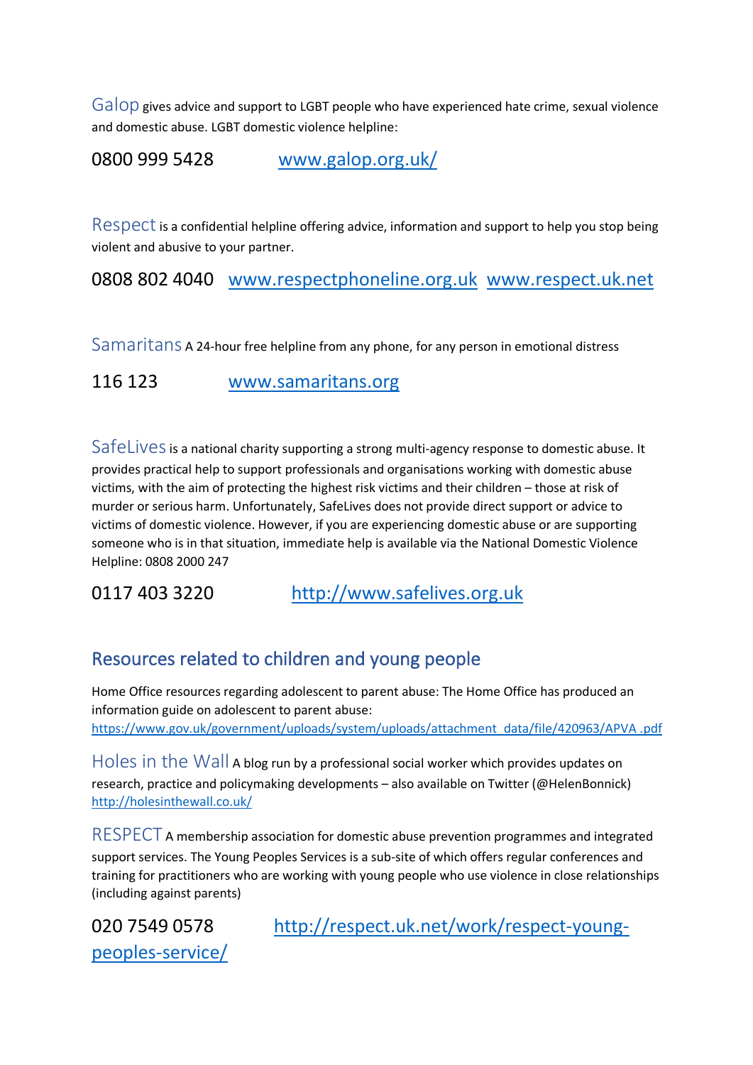Galop gives advice and support to LGBT people who have experienced hate crime, sexual violence and domestic abuse. LGBT domestic violence helpline:

0800 999 5428 [www.galop.org.uk/](www.galop.org.uk/)

Respect is a confidential helpline offering advice, information and support to help you stop being violent and abusive to your partner.

0808 802 4040 [www.respectphoneline.org.uk](www.respectphoneline.org.uk) [www.respect.uk.net](www.respect.uk.net)

Samaritans A 24-hour free helpline from any phone, for any person in emotional distress

116 123 [www.samaritans.org](www.samaritans.org)

SafeLives is a national charity supporting a strong multi-agency response to domestic abuse. It provides practical help to support professionals and organisations working with domestic abuse victims, with the aim of protecting the highest risk victims and their children – those at risk of murder or serious harm. Unfortunately, SafeLives does not provide direct support or advice to victims of domestic violence. However, if you are experiencing domestic abuse or are supporting someone who is in that situation, immediate help is available via the National Domestic Violence Helpline: 0808 2000 247

0117 403 3220 [http://www.safelives.org.uk](http://www.safelives.org.uk)

## Resources related to children and young people

Home Office resources regarding adolescent to parent abuse: The Home Office has produced an information guide on adolescent to parent abuse: [https://www.gov.uk/government/uploads/system/uploads/attachment_data/file/420963/APVA .pdf](https://www.gov.uk/government/uploads/system/uploads/attachment_data/file/420963/APVA.pdf)

Holes in the Wall A blog run by a professional social worker which provides updates on research, practice and policymaking developments – also available on Twitter (@HelenBonnick) [http://holesinthewall.co.uk/](http://holesinthewall.co.uk/)

RESPECT A membership association for domestic abuse prevention programmes and integrated support services. The Young Peoples Services is a sub-site of which offers regular conferences and training for practitioners who are working with young people who use violence in close relationships (including against parents)

020 7549 0578 [http://respect.uk.net/work/respect-young-peoples-service/](http://respect.uk.net/work/respect-young-peoples-service/)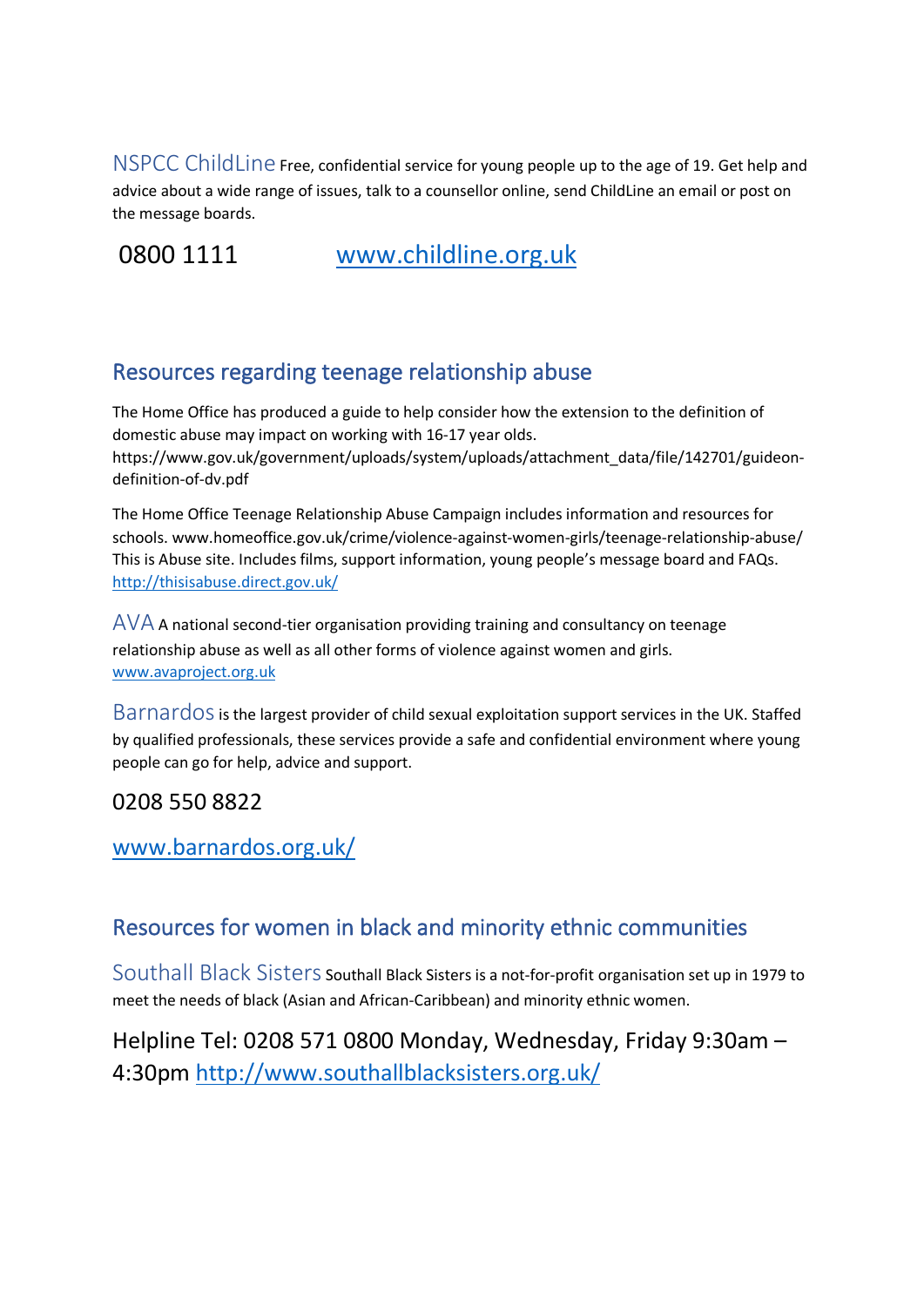NSPCC ChildLine Free, confidential service for young people up to the age of 19. Get help and advice about a wide range of issues, talk to a counsellor online, send ChildLine an email or post on the message boards.

0800 1111 [www.childline.org.uk](http://www.childline.org.uk)

## Resources regarding teenage relationship abuse

The Home Office has produced a guide to help consider how the extension to the definition of domestic abuse may impact on working with 16-17 year olds. https://www.gov.uk/government/uploads/system/uploads/attachment_data/file/142701/guideon-definition-of-dv.pdf

The Home Office Teenage Relationship Abuse Campaign includes information and resources for schools. www.homeoffice.gov.uk/crime/violence-against-women-girls/teenage-relationship-abuse/ This is Abuse site. Includes films, support information, young people's message board and FAQs. [http://thisisabuse.direct.gov.uk/](http://thisisabuse.direct.gov.uk/)

AVA A national second-tier organisation providing training and consultancy on teenage relationship abuse as well as all other forms of violence against women and girls. [www.avaproject.org.uk](http://www.avaproject.org.uk)

Barnardos is the largest provider of child sexual exploitation support services in the UK. Staffed by qualified professionals, these services provide a safe and confidential environment where young people can go for help, advice and support.

0208 550 8822

[www.barnardos.org.uk/](http://www.barnardos.org.uk/)

## Resources for women in black and minority ethnic communities

Southall Black Sisters Southall Black Sisters is a not-for-profit organisation set up in 1979 to meet the needs of black (Asian and African-Caribbean) and minority ethnic women.

Helpline Tel: 0208 571 0800 Monday, Wednesday, Friday 9:30am – 4:30pm [http://www.southallblacksisters.org.uk/](http://www.southallblacksisters.org.uk/)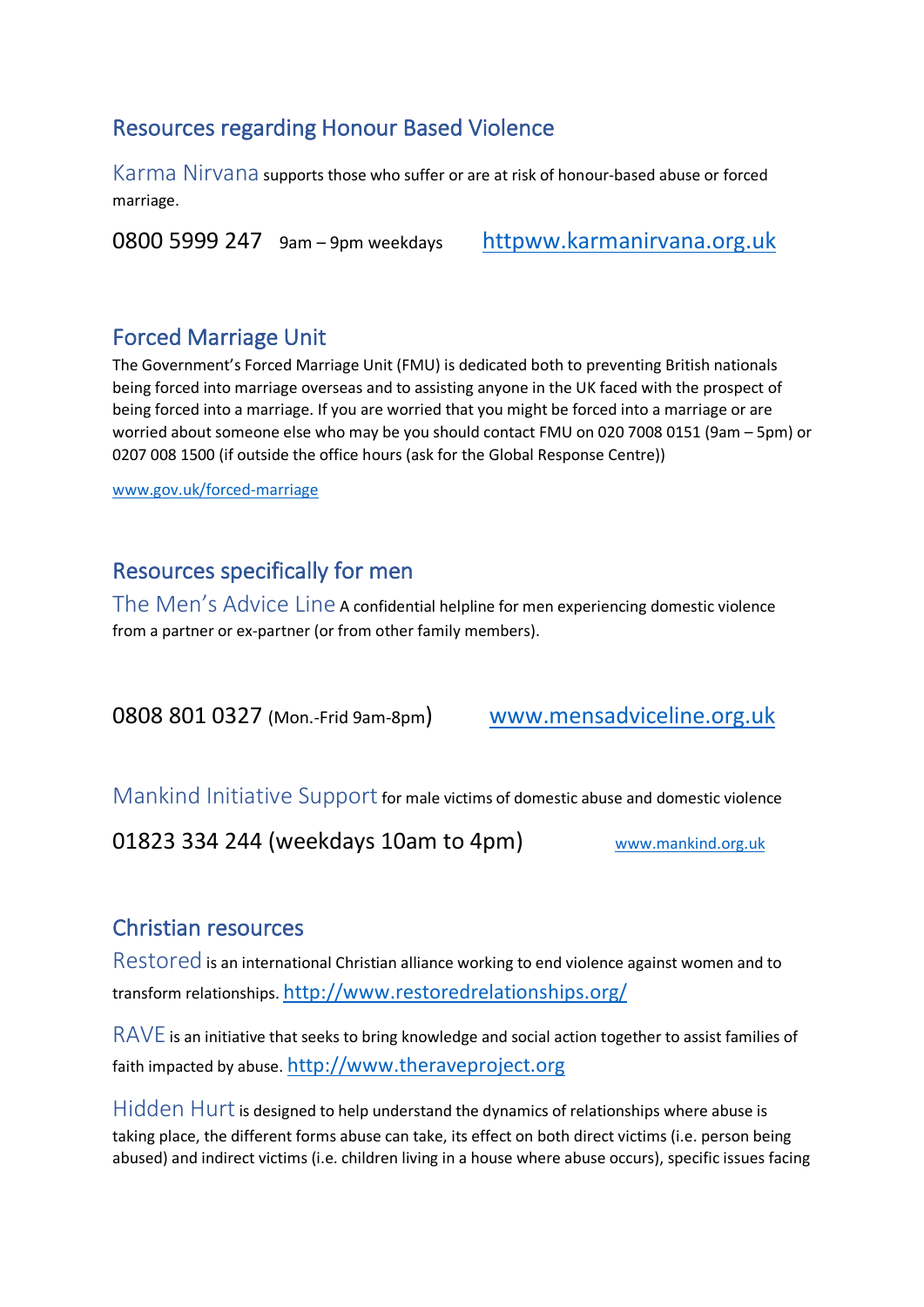## Resources regarding Honour Based Violence

Karma Nirvana supports those who suffer or are at risk of honour-based abuse or forced marriage.

0800 5999 247 9am – 9pm weekdays httpww.karmanirvana.org.uk

## Forced Marriage Unit

The Government's Forced Marriage Unit (FMU) is dedicated both to preventing British nationals being forced into marriage overseas and to assisting anyone in the UK faced with the prospect of being forced into a marriage. If you are worried that you might be forced into a marriage or are worried about someone else who may be you should contact FMU on 020 7008 0151 (9am – 5pm) or 0207 008 1500 (if outside the office hours (ask for the Global Response Centre))

www.gov.uk/forced-marriage

## Resources specifically for men

The Men's Advice Line A confidential helpline for men experiencing domestic violence from a partner or ex-partner (or from other family members).

0808 801 0327 (Mon.-Frid 9am-8pm) www.mensadviceline.org.uk

Mankind Initiative Support for male victims of domestic abuse and domestic violence

01823 334 244 (weekdays 10am to 4pm) www.mankind.org.uk

## Christian resources

Restored is an international Christian alliance working to end violence against women and to transform relationships. http://www.restoredrelationships.org/

RAVE is an initiative that seeks to bring knowledge and social action together to assist families of faith impacted by abuse. http://www.theraveproject.org

Hidden Hurt is designed to help understand the dynamics of relationships where abuse is taking place, the different forms abuse can take, its effect on both direct victims (i.e. person being abused) and indirect victims (i.e. children living in a house where abuse occurs), specific issues facing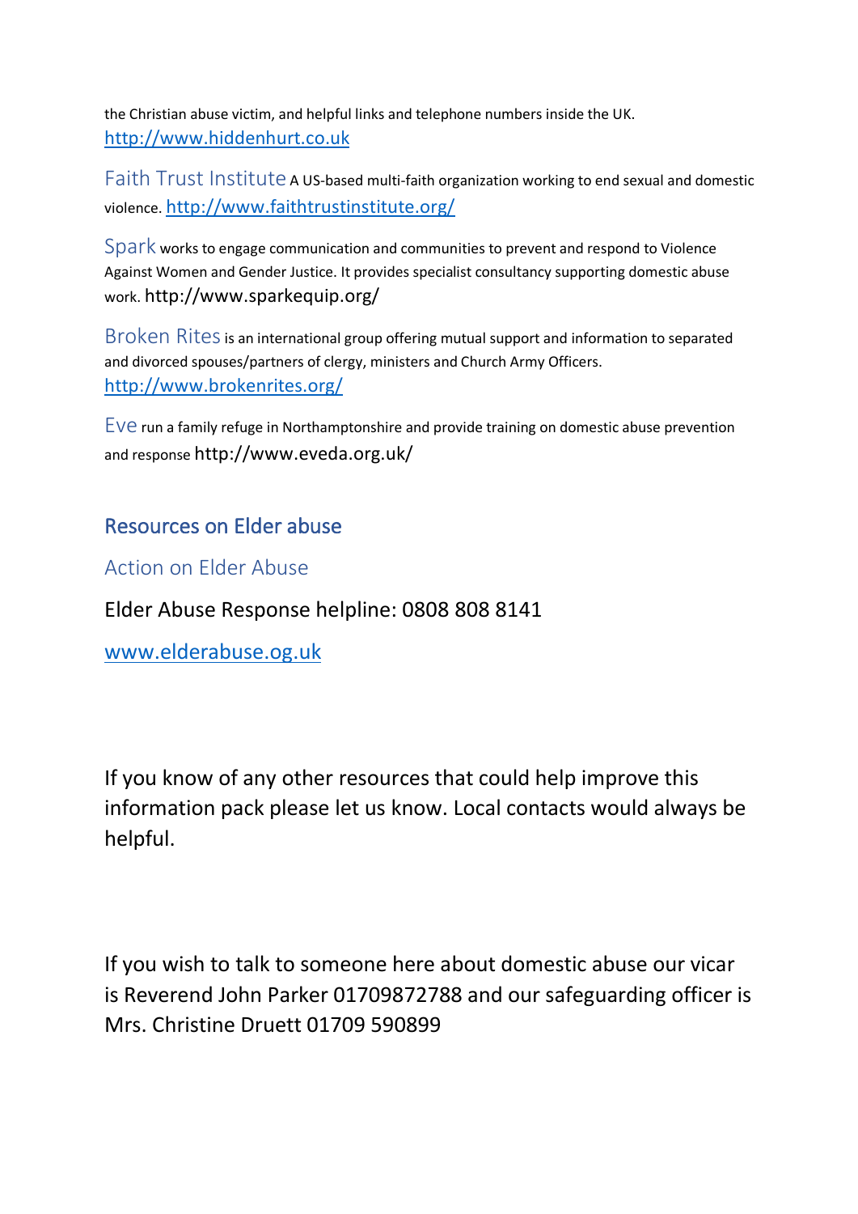the Christian abuse victim, and helpful links and telephone numbers inside the UK. http://www.hiddenhurt.co.uk

Faith Trust Institute A US-based multi-faith organization working to end sexual and domestic violence. http://www.faithtrustinstitute.org/

Spark works to engage communication and communities to prevent and respond to Violence Against Women and Gender Justice. It provides specialist consultancy supporting domestic abuse work. http://www.sparkequip.org/

Broken Rites is an international group offering mutual support and information to separated and divorced spouses/partners of clergy, ministers and Church Army Officers. http://www.brokenrites.org/

Eve run a family refuge in Northamptonshire and provide training on domestic abuse prevention and response http://www.eveda.org.uk/

## Resources on Elder abuse

### Action on Elder Abuse

Elder Abuse Response helpline: 0808 808 8141

www.elderabuse.og.uk

If you know of any other resources that could help improve this information pack please let us know. Local contacts would always be helpful.

If you wish to talk to someone here about domestic abuse our vicar is Reverend John Parker 01709872788 and our safeguarding officer is Mrs. Christine Druett 01709 590899